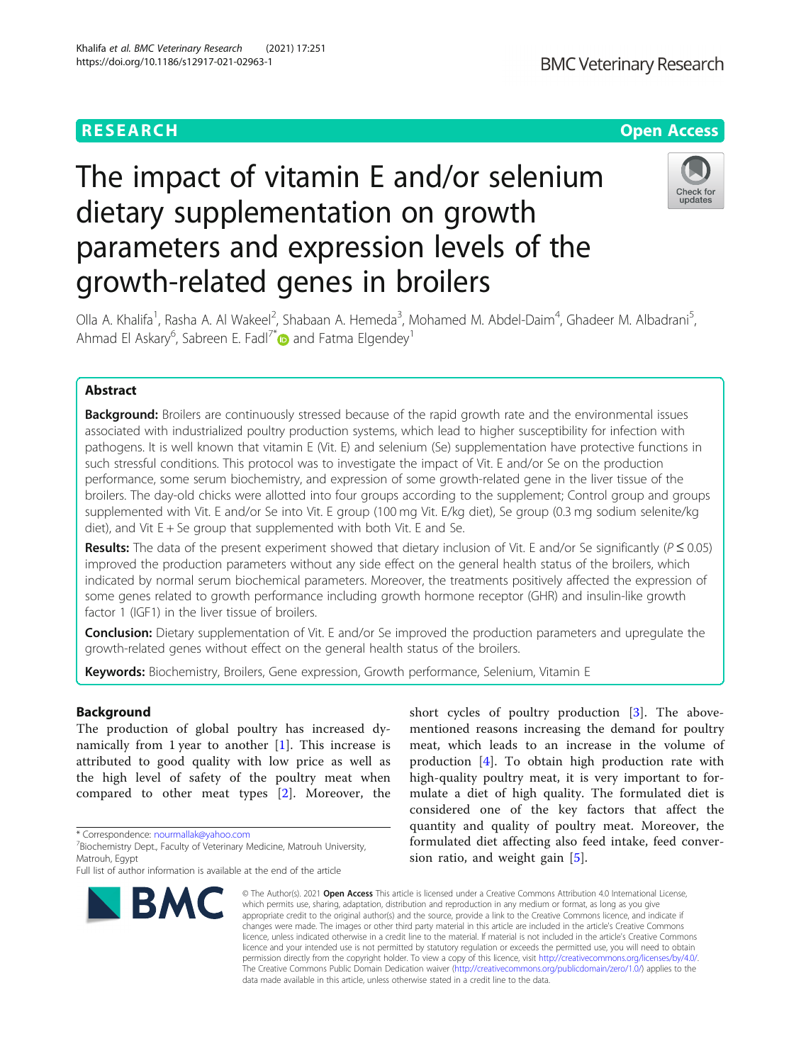RESEARCH

Open Access

# The impact of vitamin E and/or selenium dietary supplementation on growth parameters and expression levels of the growth-related genes in broilers

Olla A. Khalifa[1], Rasha A. Al Wakeel[2], Shabaan A. Hemeda[3], Mohamed M. Abdel-Daim[4], Ghadeer M. Albadrani[5], Ahmad El Askary[6], Sabreen E. Fadl[7*] and Fatma Elgendey[1]

## Abstract

**Background:** Broilers are continuously stressed because of the rapid growth rate and the environmental issues associated with industrialized poultry production systems, which lead to higher susceptibility for infection with pathogens. It is well known that vitamin E (Vit. E) and selenium (Se) supplementation have protective functions in such stressful conditions. This protocol was to investigate the impact of Vit. E and/or Se on the production performance, some serum biochemistry, and expression of some growth-related gene in the liver tissue of the broilers. The day-old chicks were allotted into four groups according to the supplement; Control group and groups supplemented with Vit. E and/or Se into Vit. E group (100 mg Vit. E/kg diet), Se group (0.3 mg sodium selenite/kg diet), and Vit E + Se group that supplemented with both Vit. E and Se.

**Results:** The data of the present experiment showed that dietary inclusion of Vit. E and/or Se significantly ($P \leq 0.05$) improved the production parameters without any side effect on the general health status of the broilers, which indicated by normal serum biochemical parameters. Moreover, the treatments positively affected the expression of some genes related to growth performance including growth hormone receptor (GHR) and insulin-like growth factor 1 (IGF1) in the liver tissue of broilers.

**Conclusion:** Dietary supplementation of Vit. E and/or Se improved the production parameters and upregulate the growth-related genes without effect on the general health status of the broilers.

**Keywords:** Biochemistry, Broilers, Gene expression, Growth performance, Selenium, Vitamin E

## Background

The production of global poultry has increased dynamically from 1 year to another [1]. This increase is attributed to good quality with low price meat as well as the high level of safety of the poultry meat when compared to other meat types [2]. Moreover, the short cycles of poultry production [3]. The above-mentioned reasons increasing the demand for poultry meat, which leads to an increase in the volume of production [4]. To obtain high production rate with high-quality poultry meat, it is very important to formulate a diet of high quality. The formulated diet is considered one of the key factors that affect the quantity and quality of poultry meat. Moreover, the formulated diet affecting also feed intake, feed conversion ratio, and weight gain [5].

* Correspondence: nourmallak@yahoo.com
[7]Biochemistry Dept., Faculty of Veterinary Medicine, Matrouh University, Matrouh, Egypt
Full list of author information is available at the end of the article

© The Author(s). 2021 **Open Access** This article is licensed under a Creative Commons Attribution 4.0 International License, which permits use, sharing, adaptation, distribution and reproduction in any medium or format, as long as you give appropriate credit to the original author(s) and the source, provide a link to the Creative Commons licence, and indicate if changes were made. The images or other third party material in this article are included in the article's Creative Commons licence, unless indicated otherwise in a credit line to the material. If material is not included in the article's Creative Commons licence and your intended use is not permitted by statutory regulation or exceeds the permitted use, you will need to obtain permission directly from the copyright holder. To view a copy of this licence, visit http://creativecommons.org/licenses/by/4.0/. The Creative Commons Public Domain Dedication waiver (http://creativecommons.org/publicdomain/zero/1.0/) applies to the data made available in this article, unless otherwise stated in a credit line to the data.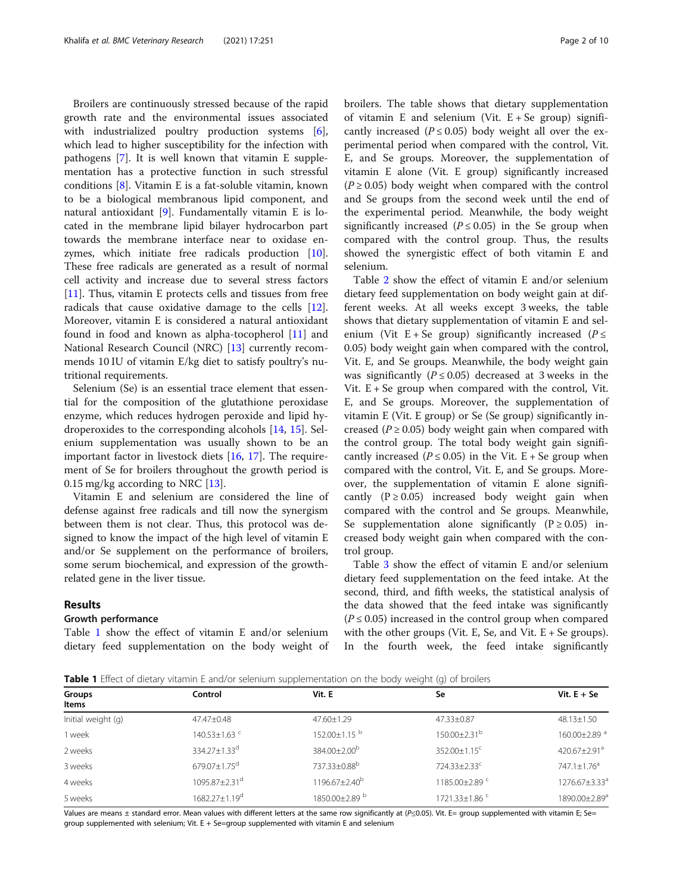Broilers are continuously stressed because of the rapid growth rate and the environmental issues associated with industrialized poultry production systems [6], which lead to higher susceptibility for the infection with pathogens [7]. It is well known that vitamin E supplementation has a protective function in such stressful conditions [8]. Vitamin E is a fat-soluble vitamin, known to be a biological membranous lipid component, and natural antioxidant [9]. Fundamentally vitamin E is located in the membrane lipid bilayer hydrocarbon part towards the membrane interface near to oxidase enzymes, which initiate free radicals production [10]. These free radicals are generated as a result of normal cell activity and increase due to several stress factors [11]. Thus, vitamin E protects cells and tissues from free radicals that cause oxidative damage to the cells [12]. Moreover, vitamin E is considered a natural antioxidant found in food and known as alpha-tocopherol [11] and National Research Council (NRC) [13] currently recommends 10 IU of vitamin E/kg diet to satisfy poultry's nutritional requirements.

Selenium (Se) is an essential trace element that essential for the composition of the glutathione peroxidase enzyme, which reduces hydrogen peroxide and lipid hydroperoxides to the corresponding alcohols [14, 15]. Selenium supplementation was usually shown to be an important factor in livestock diets [16, 17]. The requirement of Se for broilers throughout the growth period is 0.15 mg/kg according to NRC [13].

Vitamin E and selenium are considered the line of defense against free radicals and till now the synergism between them is not clear. Thus, this protocol was designed to know the impact of the high level of vitamin E and/or Se supplement on the performance of broilers, some serum biochemical, and expression of the growth-related gene in the liver tissue.

## Results

### Growth performance

Table 1 show the effect of vitamin E and/or selenium dietary feed supplementation on the body weight of broilers. The table shows that dietary supplementation of vitamin E and selenium (Vit. E + Se group) significantly increased ($P \leq 0.05$) body weight all over the experimental period when compared with the control, Vit. E, and Se groups. Moreover, the supplementation of vitamin E alone (Vit. E group) significantly increased ($P \geq 0.05$) body weight when compared with the control and Se groups from the second week until the end of the experimental period. Meanwhile, the body weight significantly increased ($P \leq 0.05$) in the Se group when compared with the control group. Thus, the results showed the synergistic effect of both vitamin E and selenium.

Table 2 show the effect of vitamin E and/or selenium dietary feed supplementation on body weight gain at different weeks. At all weeks except 3 weeks, the table shows that dietary supplementation of vitamin E and selenium (Vit E + Se group) significantly increased ($P \leq 0.05$) body weight gain when compared with the control, Vit. E, and Se groups. Meanwhile, the body weight gain was significantly ($P \leq 0.05$) decreased at 3 weeks in the Vit. E + Se group when compared with the control, Vit. E, and Se groups. Moreover, the supplementation of vitamin E (Vit. E group) or Se (Se group) significantly increased ($P \geq 0.05$) body weight gain when compared with the control group. The total body weight gain significantly increased ($P \leq 0.05$) in the Vit. E + Se group when compared with the control, Vit. E, and Se groups. Moreover, the supplementation of vitamin E alone significantly ($P \geq 0.05$) increased body weight gain when compared with the control and Se groups. Meanwhile, Se supplementation alone significantly ($P \geq 0.05$) increased body weight gain when compared with the control group.

Table 3 show the effect of vitamin E and/or selenium dietary feed supplementation on the feed intake. At the second, third, and fifth weeks, the statistical analysis of the data showed that the feed intake was significantly ($P \leq 0.05$) increased in the control group when compared with the other groups (Vit. E, Se, and Vit. E + Se groups). In the fourth week, the feed intake significantly

**Table 1** Effect of dietary vitamin E and/or selenium supplementation on the body weight (g) of broilers

| Groups<br>Items | Control | Vit. E | Se | Vit. E + Se |
|---|---|---|---|---|
| Initial weight (g) | 47.47±0.48 | 47.60±1.29 | 47.33±0.87 | 48.13±1.50 |
| 1 week | 140.53±1.63 [c] | 152.00±1.15 [b] | 150.00±2.31[b] | 160.00±2.89 [a] |
| 2 weeks | 334.27±1.33[d] | 384.00±2.00[b] | 352.00±1.15[c] | 420.67±2.91[a] |
| 3 weeks | 679.07±1.75[d] | 737.33±0.88[b] | 724.33±2.33[c] | 747.1±1.76[a] |
| 4 weeks | 1095.87±2.31[d] | 1196.67±2.40[b] | 1185.00±2.89 [c] | 1276.67±3.33[a] |
| 5 weeks | 1682.27±1.19[d] | 1850.00±2.89 [b] | 1721.33±1.86 [c] | 1890.00±2.89[a] |

Values are means ± standard error. Mean values with different letters at the same row significantly at ($P \leq 0.05$). Vit. E= group supplemented with vitamin E; Se= group supplemented with selenium; Vit. E + Se=group supplemented with vitamin E and selenium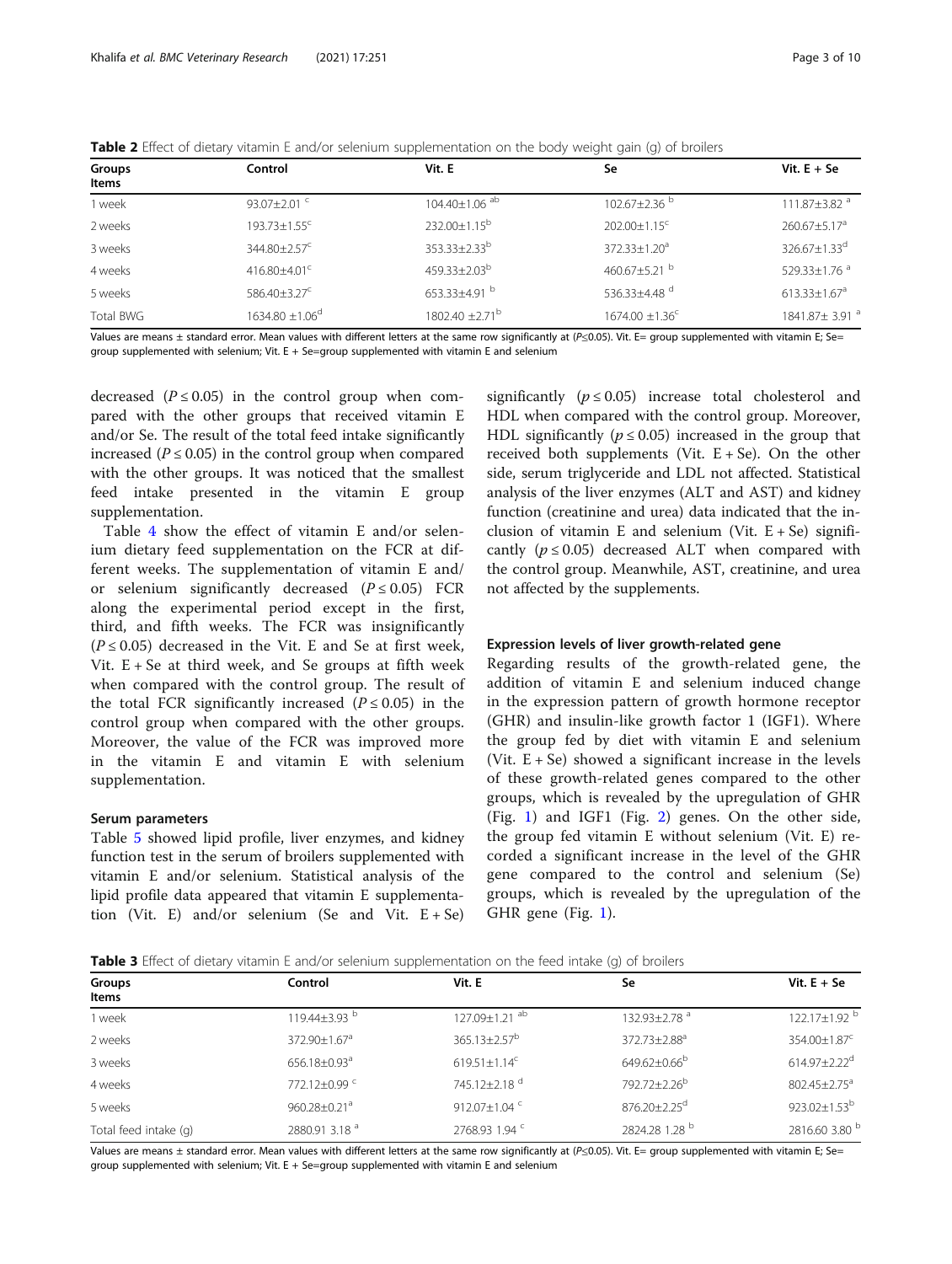**Table 2** Effect of dietary vitamin E and/or selenium supplementation on the body weight gain (g) of broilers

| Groups Items | Control | Vit. E | Se | Vit. E + Se |
|---|---|---|---|---|
| 1 week | 93.07±2.01 [c] | 104.40±1.06 [ab] | 102.67±2.36 [b] | 111.87±3.82 [a] |
| 2 weeks | 193.73±1.55[c] | 232.00±1.15[b] | 202.00±1.15[c] | 260.67±5.17[a] |
| 3 weeks | 344.80±2.57[c] | 353.33±2.33[b] | 372.33±1.20[a] | 326.67±1.33[d] |
| 4 weeks | 416.80±4.01[c] | 459.33±2.03[b] | 460.67±5.21 [b] | 529.33±1.76 [a] |
| 5 weeks | 586.40±3.27[c] | 653.33±4.91 [b] | 536.33±4.48 [d] | 613.33±1.67[a] |
| Total BWG | 1634.80 ±1.06[d] | 1802.40 ±2.71[b] | 1674.00 ±1.36[c] | 1841.87± 3.91 [a] |

Values are means ± standard error. Mean values with different letters at the same row significantly at (P≤0.05). Vit. E= group supplemented with vitamin E; Se= group supplemented with selenium; Vit. E + Se=group supplemented with vitamin E and selenium

decreased ($P \leq 0.05$) in the control group when compared with the other groups that received vitamin E and/or Se. The result of the total feed intake significantly increased ($P \leq 0.05$) in the control group when compared with the other groups. It was noticed that the smallest feed intake presented in the vitamin E group supplementation.

Table 4 show the effect of vitamin E and/or selenium dietary feed supplementation on the FCR at different weeks. The supplementation of vitamin E and/or selenium significantly decreased ($P \leq 0.05$) FCR along the experimental period except in the first, third, and fifth weeks. The FCR was insignificantly ($P \leq 0.05$) decreased in the Vit. E and Se at first week, Vit. E + Se at third week, and Se groups at fifth week when compared with the control group. The result of the total FCR significantly increased ($P \leq 0.05$) in the control group when compared with the other groups. Moreover, the value of the FCR was improved more in the vitamin E and vitamin E with selenium supplementation.

### Serum parameters

Table 5 showed lipid profile, liver enzymes, and kidney function test in the serum of broilers supplemented with vitamin E and/or selenium. Statistical analysis of the lipid profile data appeared that vitamin E supplementation (Vit. E) and/or selenium (Se and Vit. E + Se) significantly ($p \leq 0.05$) increase total cholesterol and HDL when compared with the control group. Moreover, HDL significantly ($p \leq 0.05$) increased in the group that received both supplements (Vit. E + Se). On the other side, serum triglyceride and LDL not affected. Statistical analysis of the liver enzymes (ALT and AST) and kidney function (creatinine and urea) data indicated that the inclusion of vitamin E and selenium (Vit. E + Se) significantly ($p \leq 0.05$) decreased ALT when compared with the control group. Meanwhile, AST, creatinine, and urea not affected by the supplements.

### Expression levels of liver growth-related gene

Regarding results of the growth-related gene, the addition of vitamin E and selenium induced change in the expression pattern of growth hormone receptor (GHR) and insulin-like growth factor 1 (IGF1). Where the group fed by diet with vitamin E and selenium (Vit. E + Se) showed a significant increase in the levels of these growth-related genes compared to the other groups, which is revealed by the upregulation of GHR (Fig. 1) and IGF1 (Fig. 2) genes. On the other side, the group fed vitamin E without selenium (Vit. E) recorded a significant increase in the level of the GHR gene compared to the control and selenium (Se) groups, which is revealed by the upregulation of the GHR gene (Fig. 1).

**Table 3** Effect of dietary vitamin E and/or selenium supplementation on the feed intake (g) of broilers

| Groups Items | Control | Vit. E | Se | Vit. E + Se |
|---|---|---|---|---|
| 1 week | 119.44±3.93 [b] | 127.09±1.21 [ab] | 132.93±2.78 [a] | 122.17±1.92 [b] |
| 2 weeks | 372.90±1.67[a] | 365.13±2.57[b] | 372.73±2.88[a] | 354.00±1.87[c] |
| 3 weeks | 656.18±0.93[a] | 619.51±1.14[c] | 649.62±0.66[b] | 614.97±2.22[d] |
| 4 weeks | 772.12±0.99 [c] | 745.12±2.18 [d] | 792.72±2.26[b] | 802.45±2.75[a] |
| 5 weeks | 960.28±0.21[a] | 912.07±1.04 [c] | 876.20±2.25[d] | 923.02±1.53[b] |
| Total feed intake (g) | 2880.91 3.18 [a] | 2768.93 1.94 [c] | 2824.28 1.28 [b] | 2816.60 3.80 [b] |

Values are means ± standard error. Mean values with different letters at the same row significantly at (P≤0.05). Vit. E= group supplemented with vitamin E; Se= group supplemented with selenium; Vit. E + Se=group supplemented with vitamin E and selenium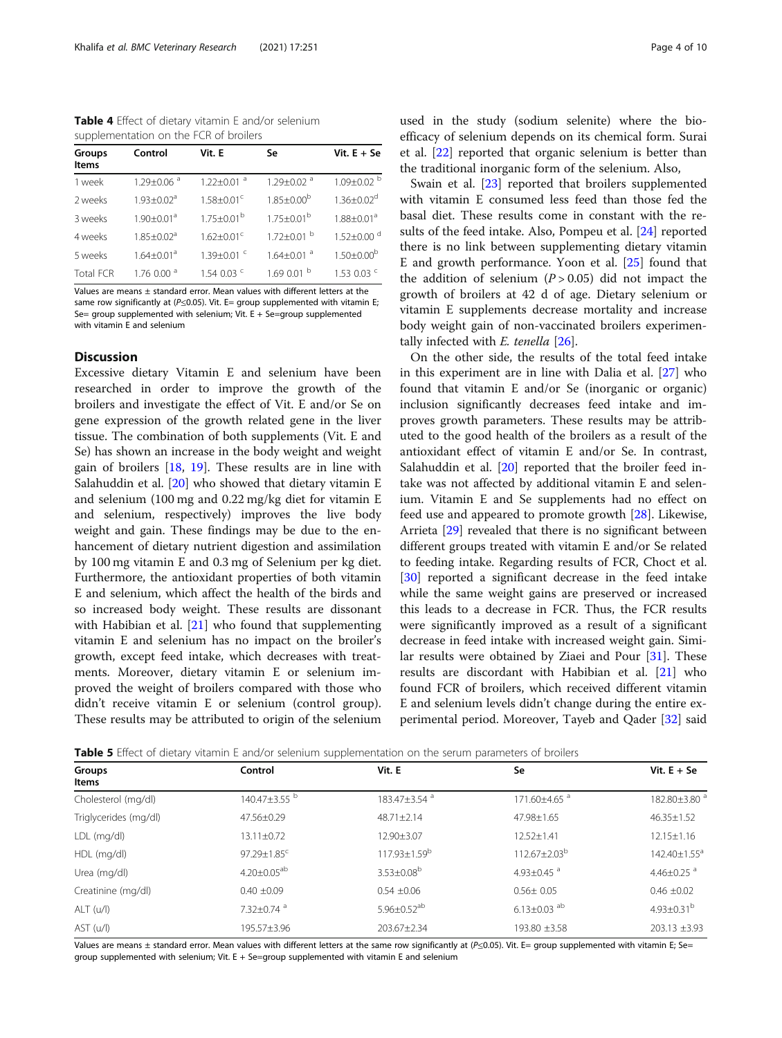**Table 4** Effect of dietary vitamin E and/or selenium supplementation on the FCR of broilers

| Groups Items | Control | Vit. E | Se | Vit. E + Se |
|---|---|---|---|---|
| 1 week | 1.29±0.06 [a] | 1.22±0.01 [a] | 1.29±0.02 [a] | 1.09±0.02 [b] |
| 2 weeks | 1.93±0.02[a] | 1.58±0.01[c] | 1.85±0.00[b] | 1.36±0.02[d] |
| 3 weeks | 1.90±0.01[a] | 1.75±0.01[b] | 1.75±0.01[b] | 1.88±0.01[a] |
| 4 weeks | 1.85±0.02[a] | 1.62±0.01[c] | 1.72±0.01 [b] | 1.52±0.00 [d] |
| 5 weeks | 1.64±0.01[a] | 1.39±0.01 [c] | 1.64±0.01 [a] | 1.50±0.00[b] |
| Total FCR | 1.76 0.00 [a] | 1.54 0.03 [c] | 1.69 0.01 [b] | 1.53 0.03 [c] |

Values are means ± standard error. Mean values with different letters at the same row significantly at (P≤0.05). Vit. E= group supplemented with vitamin E; Se= group supplemented with selenium; Vit. E + Se=group supplemented with vitamin E and selenium

## Discussion

Excessive dietary Vitamin E and selenium have been researched in order to improve the growth of the broilers and investigate the effect of Vit. E and/or Se on gene expression of the growth related gene in the liver tissue. The combination of both supplements (Vit. E and Se) has shown an increase in the body weight and weight gain of broilers [18, 19]. These results are in line with Salahuddin et al. [20] who showed that dietary vitamin E and selenium (100 mg and 0.22 mg/kg diet for vitamin E and selenium, respectively) improves the live body weight and gain. These findings may be due to the enhancement of dietary nutrient digestion and assimilation by 100 mg vitamin E and 0.3 mg of Selenium per kg diet. Furthermore, the antioxidant properties of both vitamin E and selenium, which affect the health of the birds and so increased body weight. These results are dissonant with Habibian et al. [21] who found that supplementing vitamin E and selenium has no impact on the broiler's growth, except feed intake, which decreases with treatments. Moreover, dietary vitamin E or selenium improved the weight of broilers compared with those who didn't receive vitamin E or selenium (control group). These results may be attributed to origin of the selenium used in the study (sodium selenite) where the bioefficacy of selenium depends on its chemical form. Surai et al. [22] reported that organic selenium is better than the traditional inorganic form of the selenium. Also,

Swain et al. [23] reported that broilers supplemented with vitamin E consumed less feed than those fed the basal diet. These results come in constant with the results of the feed intake. Also, Pompeu et al. [24] reported there is no link between supplementing dietary vitamin E and growth performance. Yoon et al. [25] found that the addition of selenium ($P > 0.05$) did not impact the growth of broilers at 42 d of age. Dietary selenium or vitamin E supplements decrease mortality and increase body weight gain of non-vaccinated broilers experimentally infected with *E. tenella* [26].

On the other side, the results of the total feed intake in this experiment are in line with Dalia et al. [27] who found that vitamin E and/or Se (inorganic or organic) inclusion significantly decreases feed intake and improves growth parameters. These results may be attributed to the good health of the broilers as a result of the antioxidant effect of vitamin E and/or Se. In contrast, Salahuddin et al. [20] reported that the broiler feed intake was not affected by additional vitamin E and selenium. Vitamin E and Se supplements had no effect on feed use and appeared to promote growth [28]. Likewise, Arrieta [29] revealed that there is no significant between different groups treated with vitamin E and/or Se related to feeding intake. Regarding results of FCR, Choct et al. [30] reported a significant decrease in the feed intake while the same weight gains are preserved or increased this leads to a decrease in FCR. Thus, the FCR results were significantly improved as a result of a significant decrease in feed intake with increased weight gain. Similar results were obtained by Ziaei and Pour [31]. These results are discordant with Habibian et al. [21] who found FCR of broilers, which received different vitamin E and selenium levels didn't change during the entire experimental period. Moreover, Tayeb and Qader [32] said

**Table 5** Effect of dietary vitamin E and/or selenium supplementation on the serum parameters of broilers

| Groups Items | Control | Vit. E | Se | Vit. E + Se |
|---|---|---|---|---|
| Cholesterol (mg/dl) | 140.47±3.55 [b] | 183.47±3.54 [a] | 171.60±4.65 [a] | 182.80±3.80 [a] |
| Triglycerides (mg/dl) | 47.56±0.29 | 48.71±2.14 | 47.98±1.65 | 46.35±1.52 |
| LDL (mg/dl) | 13.11±0.72 | 12.90±3.07 | 12.52±1.41 | 12.15±1.16 |
| HDL (mg/dl) | 97.29±1.85[c] | 117.93±1.59[b] | 112.67±2.03[b] | 142.40±1.55[a] |
| Urea (mg/dl) | 4.20±0.05[ab] | 3.53±0.08[b] | 4.93±0.45 [a] | 4.46±0.25 [a] |
| Creatinine (mg/dl) | 0.40 ±0.09 | 0.54 ±0.06 | 0.56± 0.05 | 0.46 ±0.02 |
| ALT (u/l) | 7.32±0.74 [a] | 5.96±0.52[ab] | 6.13±0.03 [ab] | 4.93±0.31[b] |
| AST (u/l) | 195.57±3.96 | 203.67±2.34 | 193.80 ±3.58 | 203.13 ±3.93 |

Values are means ± standard error. Mean values with different letters at the same row significantly at (P≤0.05). Vit. E= group supplemented with vitamin E; Se= group supplemented with selenium; Vit. E + Se=group supplemented with vitamin E and selenium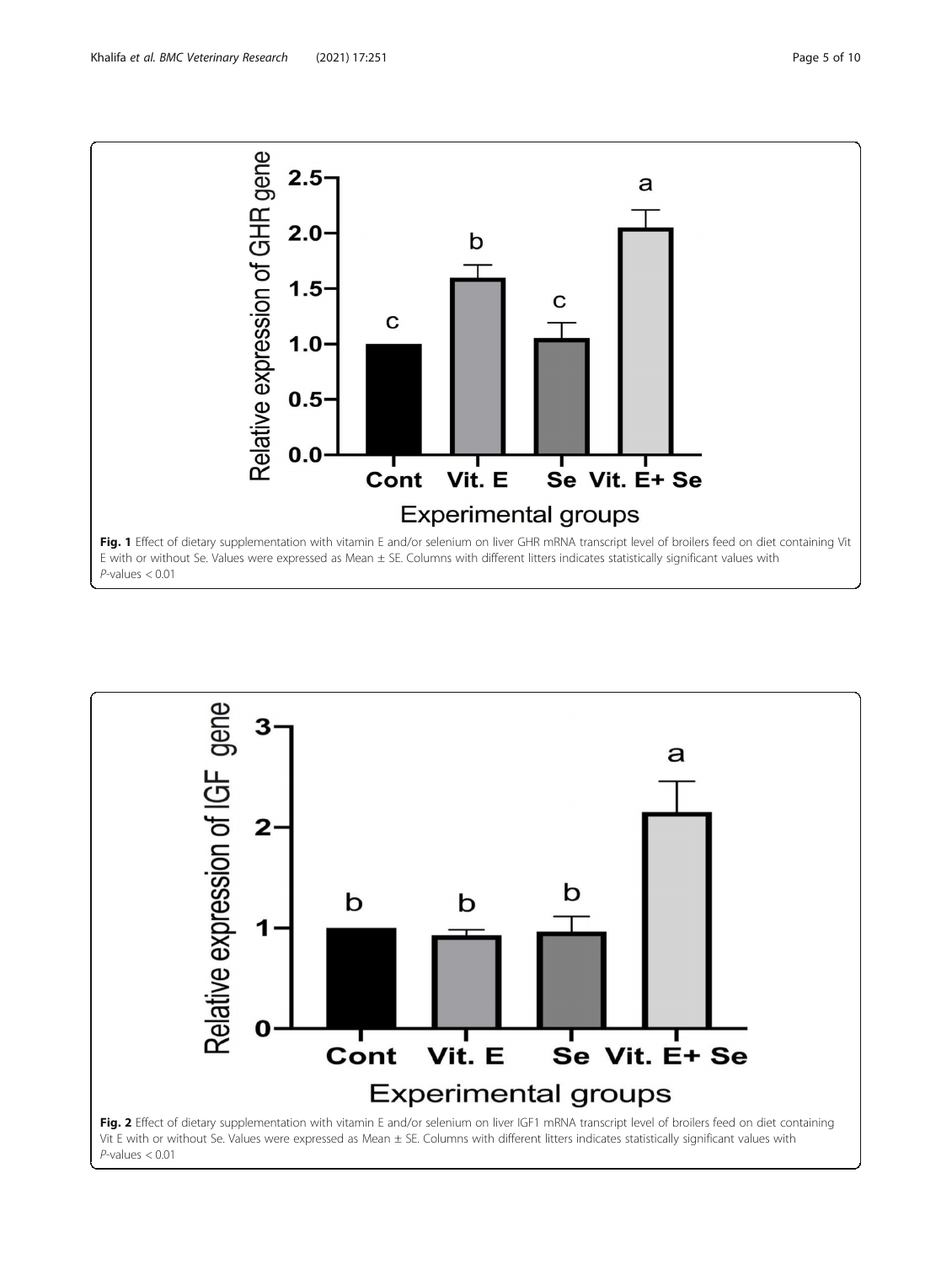**Fig. 1** Effect of dietary supplementation with vitamin E and/or selenium on liver GHR mRNA transcript level of broilers feed on diet containing Vit E with or without Se. Values were expressed as Mean ± SE. Columns with different litters indicates statistically significant values with *P*-values < 0.01

**Fig. 2** Effect of dietary supplementation with vitamin E and/or selenium on liver IGF1 mRNA transcript level of broilers feed on diet containing Vit E with or without Se. Values were expressed as Mean ± SE. Columns with different litters indicates statistically significant values with *P*-values < 0.01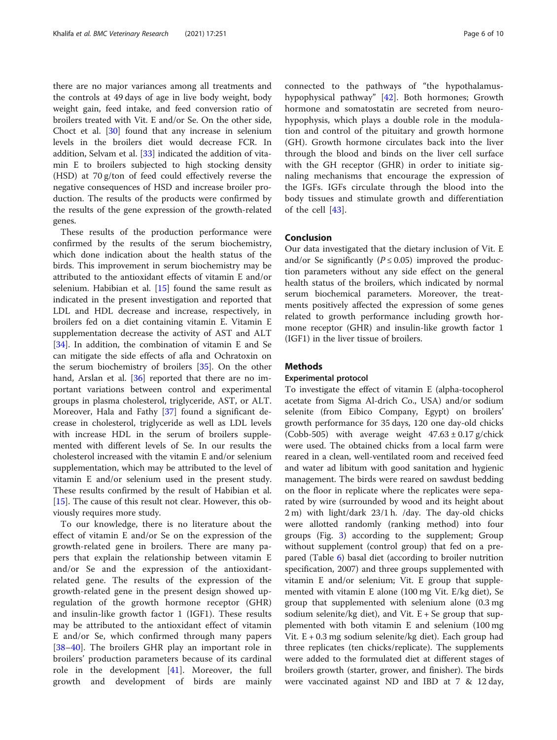there are no major variances among all treatments and the controls at 49 days of age in live body weight, body weight gain, feed intake, and feed conversion ratio of broilers treated with Vit. E and/or Se. On the other side, Choct et al. [30] found that any increase in selenium levels in the broilers diet would decrease FCR. In addition, Selvam et al. [33] indicated the addition of vitamin E to broilers subjected to high stocking density (HSD) at 70 g/ton of feed could effectively reverse the negative consequences of HSD and increase broiler production. The results of the products were confirmed by the results of the gene expression of the growth-related genes.

These results of the production performance were confirmed by the results of the serum biochemistry, which done indication about the health status of the birds. This improvement in serum biochemistry may be attributed to the antioxidant effects of vitamin E and/or selenium. Habibian et al. [15] found the same result as indicated in the present investigation and reported that LDL and HDL decrease and increase, respectively, in broilers fed on a diet containing vitamin E. Vitamin E supplementation decrease the activity of AST and ALT [34]. In addition, the combination of vitamin E and Se can mitigate the side effects of afla and Ochratoxin on the serum biochemistry of broilers [35]. On the other hand, Arslan et al. [36] reported that there are no important variations between control and experimental groups in plasma cholesterol, triglyceride, AST, or ALT. Moreover, Hala and Fathy [37] found a significant decrease in cholesterol, triglyceride as well as LDL levels with increase HDL in the serum of broilers supplemented with different levels of Se. In our results the cholesterol increased with the vitamin E and/or selenium supplementation, which may be attributed to the level of vitamin E and/or selenium used in the present study. These results confirmed by the result of Habibian et al. [15]. The cause of this result not clear. However, this obviously requires more study.

To our knowledge, there is no literature about the effect of vitamin E and/or Se on the expression of the growth-related gene in broilers. There are many papers that explain the relationship between vitamin E and/or Se and the expression of the antioxidant-related gene. The results of the expression of the growth-related gene in the present design showed up-regulation of the growth hormone receptor (GHR) and insulin-like growth factor 1 (IGF1). These results may be attributed to the antioxidant effect of vitamin E and/or Se, which confirmed through many papers [38–40]. The broilers GHR play an important role in broilers' production parameters because of its cardinal role in the development [41]. Moreover, the full growth and development of birds are mainly connected to the pathways of "the hypothalamus-hypophysical pathway" [42]. Both hormones; Growth hormone and somatostatin are secreted from neurohypophysis, which plays a double role in the modulation and control of the pituitary and growth hormone (GH). Growth hormone circulates back into the liver through the blood and binds on the liver cell surface with the GH receptor (GHR) in order to initiate signaling mechanisms that encourage the expression of the IGFs. IGFs circulate through the blood into the body tissues and stimulate growth and differentiation of the cell [43].

## Conclusion

Our data investigated that the dietary inclusion of Vit. E and/or Se significantly ($P \leq 0.05$) improved the production parameters without any side effect on the general health status of the broilers, which indicated by normal serum biochemical parameters. Moreover, the treatments positively affected the expression of some genes related to growth performance including growth hormone receptor (GHR) and insulin-like growth factor 1 (IGF1) in the liver tissue of broilers.

## Methods

### Experimental protocol

To investigate the effect of vitamin E (alpha-tocopherol acetate from Sigma Al-drich Co., USA) and/or sodium selenite (from Eibico Company, Egypt) on broilers' growth performance for 35 days, 120 one day-old chicks (Cobb-505) with average weight $47.63 \pm 0.17$ g/chick were used. The obtained chicks from a local farm were reared in a clean, well-ventilated room and received feed and water ad libitum with good sanitation and hygienic management. The birds were reared on sawdust bedding on the floor in replicate where the replicates were separated by wire (surrounded by wood and its height about 2 m) with light/dark 23/1 h. /day. The day-old chicks were allotted randomly (ranking method) into four groups (Fig. 3) according to the supplement; Group without supplement (control group) that fed on a prepared (Table 6) basal diet (according to broiler nutrition specification, 2007) and three groups supplemented with vitamin E and/or selenium; Vit. E group that supplemented with vitamin E alone (100 mg Vit. E/kg diet), Se group that supplemented with selenium alone (0.3 mg sodium selenite/kg diet), and Vit. E + Se group that supplemented with both vitamin E and selenium (100 mg Vit. E + 0.3 mg sodium selenite/kg diet). Each group had three replicates (ten chicks/replicate). The supplements were added to the formulated diet at different stages of broilers growth (starter, grower, and finisher). The birds were vaccinated against ND and IBD at 7 & 12 day,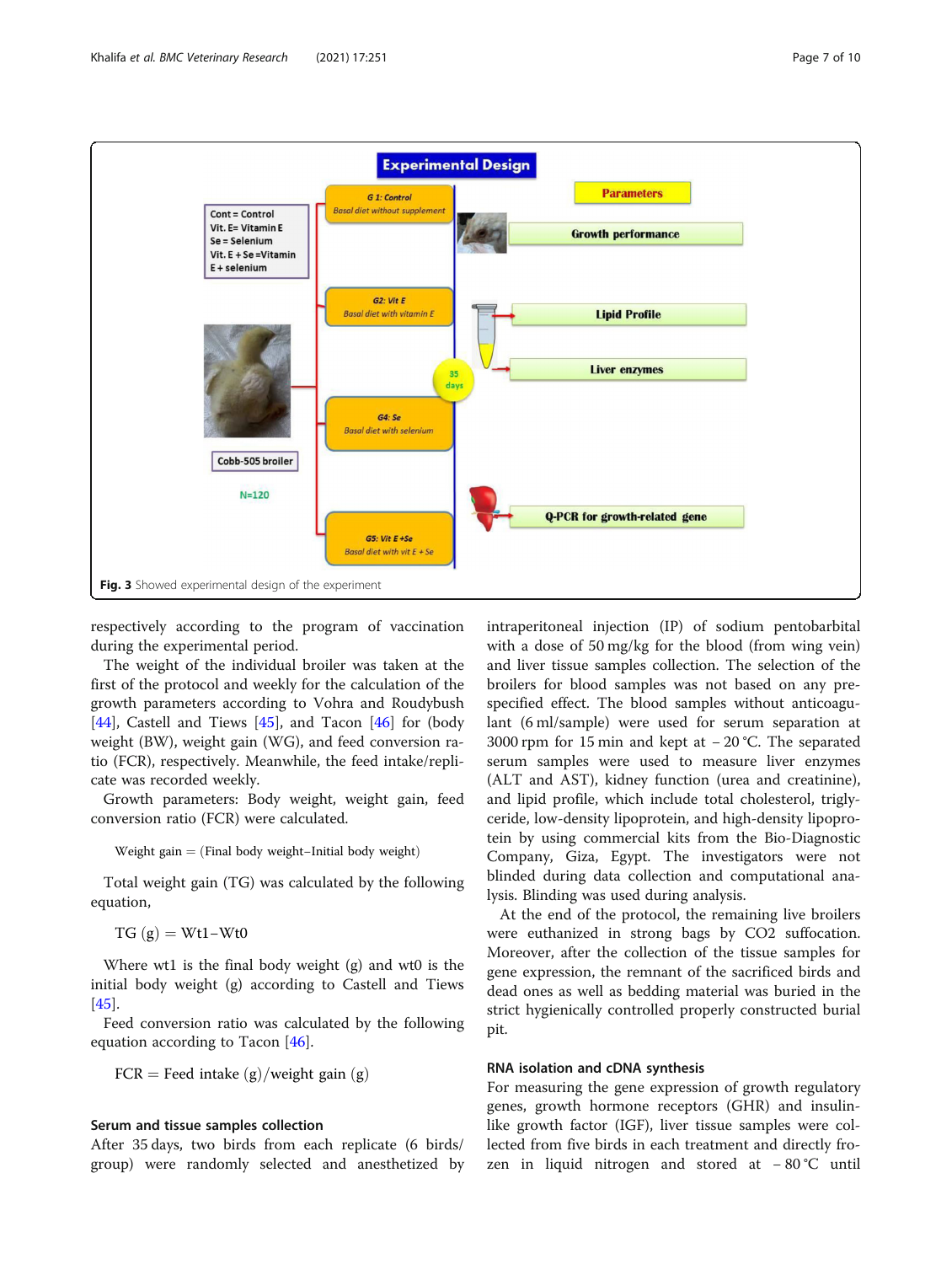Fig. 3 Showed experimental design of the experiment

respectively according to the program of vaccination during the experimental period.

The weight of the individual broiler was taken at the first of the protocol and weekly for the calculation of the growth parameters according to Vohra and Roudybush [44], Castell and Tiews [45], and Tacon [46] for (body weight (BW), weight gain (WG), and feed conversion ratio (FCR), respectively. Meanwhile, the feed intake/replicate was recorded weekly.

Growth parameters: Body weight, weight gain, feed conversion ratio (FCR) were calculated.

$$\text{Weight gain} = (\text{Final body weight} - \text{Initial body weight})$$

Total weight gain (TG) was calculated by the following equation,

$$\text{TG (g)} = \text{Wt1} - \text{Wt0}$$

Where wt1 is the final body weight (g) and wt0 is the initial body weight (g) according to Castell and Tiews [45].

Feed conversion ratio was calculated by the following equation according to Tacon [46].

$$\text{FCR} = \text{Feed intake (g)}/\text{weight gain (g)}$$

### Serum and tissue samples collection

After 35 days, two birds from each replicate (6 birds/group) were randomly selected and anesthetized by intraperitoneal injection (IP) of sodium pentobarbital with a dose of 50 mg/kg for the blood (from wing vein) and liver tissue samples collection. The selection of the broilers for blood samples was not based on any pre-specified effect. The blood samples without anticoagulant (6 ml/sample) were used for serum separation at 3000 rpm for 15 min and kept at − 20 °C. The separated serum samples were used to measure liver enzymes (ALT and AST), kidney function (urea and creatinine), and lipid profile, which include total cholesterol, triglyceride, low-density lipoprotein, and high-density lipoprotein by using commercial kits from the Bio-Diagnostic Company, Giza, Egypt. The investigators were not blinded during data collection and computational analysis. Blinding was used during analysis.

At the end of the protocol, the remaining live broilers were euthanized in strong bags by $CO_2$ suffocation. Moreover, after the collection of the tissue samples for gene expression, the remnant of the sacrificed birds and dead ones as well as bedding material was buried in the strict hygienically controlled properly constructed burial pit.

### RNA isolation and cDNA synthesis

For measuring the gene expression of growth regulatory genes, growth hormone receptors (GHR) and insulin-like growth factor (IGF), liver tissue samples were collected from five birds in each treatment and directly frozen in liquid nitrogen and stored at − 80 °C until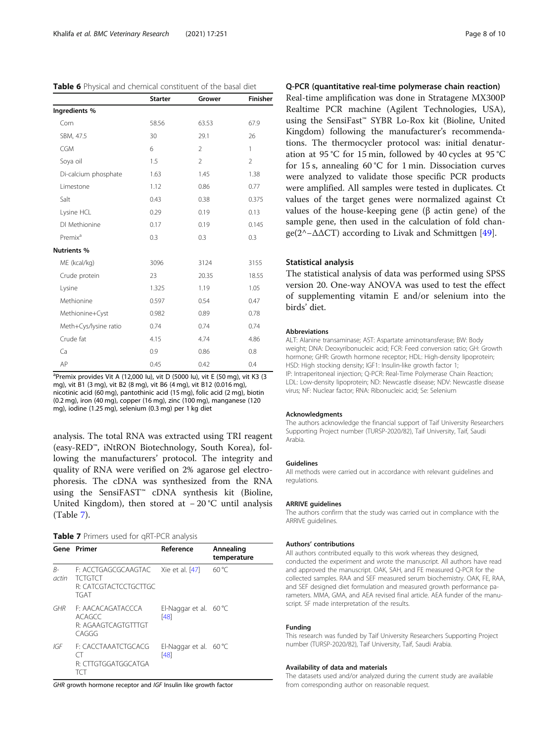**Table 6** Physical and chemical constituent of the basal diet

| | Starter | Grower | Finisher |
|---|---|---|---|
| **Ingredients %** | | | |
| Corn | 58.56 | 63.53 | 67.9 |
| SBM, 47.5 | 30 | 29.1 | 26 |
| CGM | 6 | 2 | 1 |
| Soya oil | 1.5 | 2 | 2 |
| Di-calcium phosphate | 1.63 | 1.45 | 1.38 |
| Limestone | 1.12 | 0.86 | 0.77 |
| Salt | 0.43 | 0.38 | 0.375 |
| Lysine HCL | 0.29 | 0.19 | 0.13 |
| Dl Methionine | 0.17 | 0.19 | 0.145 |
| Premix[a] | 0.3 | 0.3 | 0.3 |
| **Nutrients %** | | | |
| ME (kcal/kg) | 3096 | 3124 | 3155 |
| Crude protein | 23 | 20.35 | 18.55 |
| Lysine | 1.325 | 1.19 | 1.05 |
| Methionine | 0.597 | 0.54 | 0.47 |
| Methionine+Cyst | 0.982 | 0.89 | 0.78 |
| Meth+Cys/lysine ratio | 0.74 | 0.74 | 0.74 |
| Crude fat | 4.15 | 4.74 | 4.86 |
| Ca | 0.9 | 0.86 | 0.8 |
| AP | 0.45 | 0.42 | 0.4 |

[a]Premix provides Vit A (12,000 Iu), vit D (5000 Iu), vit E (50 mg), vit K3 (3 mg), vit B1 (3 mg), vit B2 (8 mg), vit B6 (4 mg), vit B12 (0.016 mg), nicotinic acid (60 mg), pantothinic acid (15 mg), folic acid (2 mg), biotin (0.2 mg), iron (40 mg), copper (16 mg), zinc (100 mg), manganese (120 mg), iodine (1.25 mg), selenium (0.3 mg) per 1 kg diet

analysis. The total RNA was extracted using TRI reagent (easy-RED™, iNtRON Biotechnology, South Korea), following the manufacturers' protocol. The integrity and quality of RNA were verified on 2% agarose gel electrophoresis. The cDNA was synthesized from the RNA using the SensiFAST™ cDNA synthesis kit (Bioline, United Kingdom), then stored at − 20 °C until analysis (Table 7).

**Table 7** Primers used for qRT-PCR analysis

| Gene | Primer | Reference | Annealing temperature |
|---|---|---|---|
| *Β-actin* | F: ACCTGAGCGCAAGTACTCTGTCT R: CATCGTACTCCTGCTTGCTGAT | Xie et al. [47] | 60 °C |
| *GHR* | F: AACACAGATACCCAACAGCC R: AGAAGTCAGTGTTTGTCAGGG | El-Naggar et al. [48] | 60 °C |
| *IGF* | F: CACCTAAATCTGCACGCT R: CTTGTGGATGGCATGATCT | El-Naggar et al. [48] | 60 °C |

*GHR* growth hormone receptor and *IGF* Insulin like growth factor

### Q-PCR (quantitative real-time polymerase chain reaction)

Real-time amplification was done in Stratagene MX300P Realtime PCR machine (Agilent Technologies, USA), using the SensiFast™ SYBR Lo-Rox kit (Bioline, United Kingdom) following the manufacturer's recommendations. The thermocycler protocol was: initial denaturation at 95 °C for 15 min, followed by 40 cycles at 95 °C for 15 s, annealing 60 °C for 1 min. Dissociation curves were analyzed to validate those specific PCR products were amplified. All samples were tested in duplicates. Ct values of the target genes were normalized against Ct values of the house-keeping gene (β actin gene) of the sample gene, then used in the calculation of fold change($2^{-\Delta\Delta CT}$) according to Livak and Schmittgen [49].

### Statistical analysis

The statistical analysis of data was performed using SPSS version 20. One-way ANOVA was used to test the effect of supplementing vitamin E and/or selenium into the birds' diet.

#### Abbreviations

ALT: Alanine transaminase; AST: Aspartate aminotransferase; BW: Body weight; DNA: Deoxyribonucleic acid; FCR: Feed conversion ratio; GH: Growth hormone; GHR: Growth hormone receptor; HDL: High-density lipoprotein; HSD: High stocking density; IGF1: Insulin-like growth factor 1; IP: Intraperitoneal injection; Q-PCR: Real-Time Polymerase Chain Reaction; LDL: Low-density lipoprotein; ND: Newcastle disease; NDV: Newcastle disease virus; NF: Nuclear factor; RNA: Ribonucleic acid; Se: Selenium

#### Acknowledgments

The authors acknowledge the financial support of Taif University Researchers Supporting Project number (TURSP-2020/82), Taif University, Taif, Saudi Arabia.

#### Guidelines

All methods were carried out in accordance with relevant guidelines and regulations.

#### ARRIVE guidelines

The authors confirm that the study was carried out in compliance with the ARRIVE guidelines.

#### Authors' contributions

All authors contributed equally to this work whereas they designed, conducted the experiment and wrote the manuscript. All authors have read and approved the manuscript. OAK, SAH, and FE measured Q-PCR for the collected samples. RAA and SEF measured serum biochemistry. OAK, FE, RAA, and SEF designed diet formulation and measured growth performance parameters. MMA, GMA, and AEA revised final article. AEA funder of the manuscript. SF made interpretation of the results.

#### Funding

This research was funded by Taif University Researchers Supporting Project number (TURSP-2020/82), Taif University, Taif, Saudi Arabia.

#### Availability of data and materials

The datasets used and/or analyzed during the current study are available from corresponding author on reasonable request.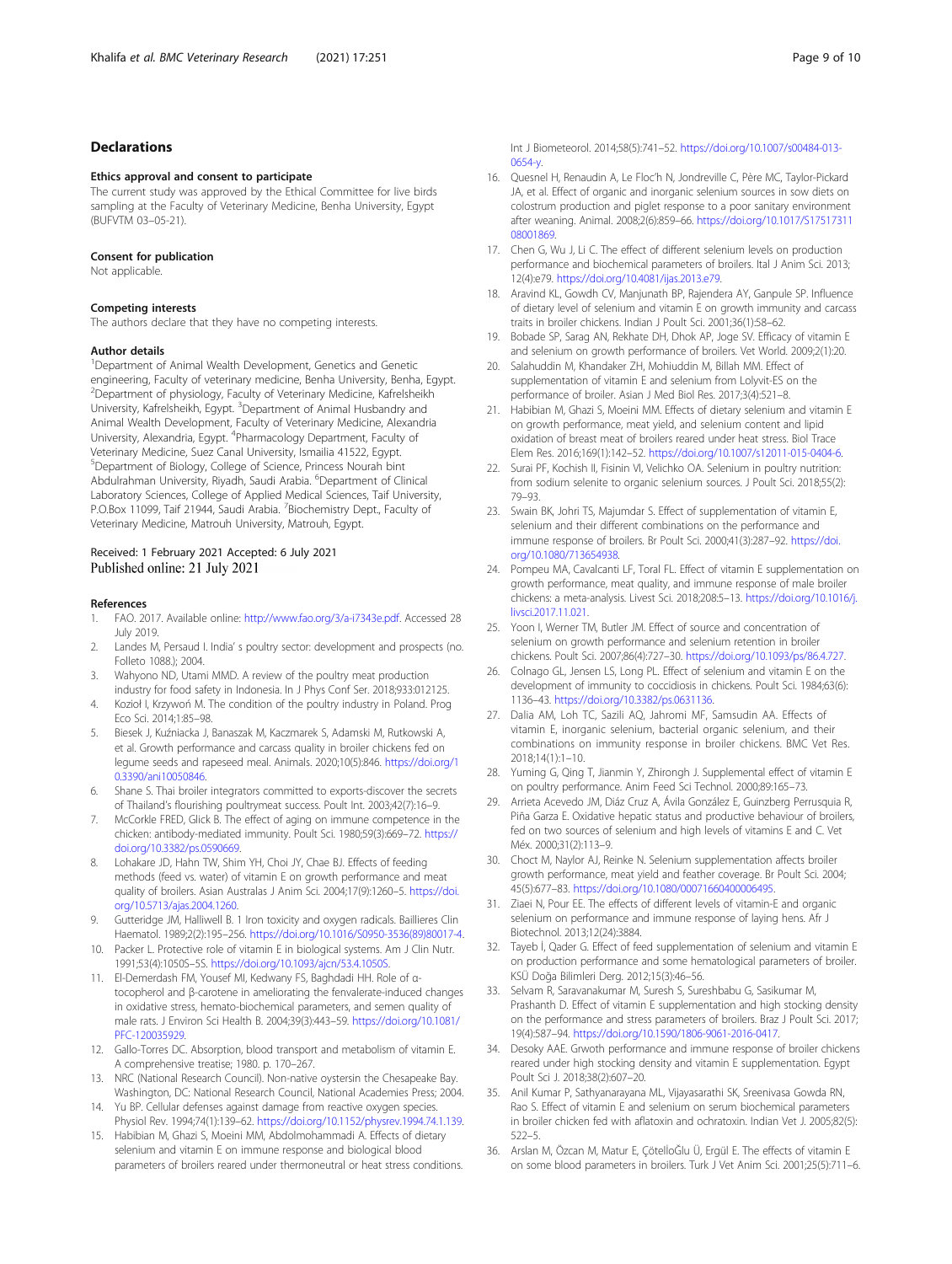## Declarations

### Ethics approval and consent to participate

The current study was approved by the Ethical Committee for live birds sampling at the Faculty of Veterinary Medicine, Benha University, Egypt (BUFVTM 03–05-21).

### Consent for publication

Not applicable.

### Competing interests

The authors declare that they have no competing interests.

### Author details

[1]Department of Animal Wealth Development, Genetics and Genetic engineering, Faculty of veterinary medicine, Benha University, Benha, Egypt. [2]Department of physiology, Faculty of Veterinary Medicine, Kafrelsheikh University, Kafrelsheikh, Egypt. [3]Department of Animal Husbandry and Animal Wealth Development, Faculty of Veterinary Medicine, Alexandria University, Alexandria, Egypt. [4]Pharmacology Department, Faculty of Veterinary Medicine, Suez Canal University, Ismailia 41522, Egypt. [5]Department of Biology, College of Science, Princess Nourah bint Abdulrahman University, Riyadh, Saudi Arabia. [6]Department of Clinical Laboratory Sciences, College of Applied Medical Sciences, Taif University, P.O.Box 11099, Taif 21944, Saudi Arabia. [7]Biochemistry Dept., Faculty of Veterinary Medicine, Matrouh University, Matrouh, Egypt.

Received: 1 February 2021 Accepted: 6 July 2021
Published online: 21 July 2021

### References

1. FAO. 2017. Available online: http://www.fao.org/3/a-i7343e.pdf. Accessed 28 July 2019.
2. Landes M, Persaud I. India' s poultry sector: development and prospects (no. Folleto 1088.); 2004.
3. Wahyono ND, Utami MMD. A review of the poultry meat production industry for food safety in Indonesia. In J Phys Conf Ser. 2018;933:012125.
4. Kozioł I, Krzywoń M. The condition of the poultry industry in Poland. Prog Eco Sci. 2014;1:85–98.
5. Biesek J, Kuźniacka J, Banaszak M, Kaczmarek S, Adamski M, Rutkowski A, et al. Growth performance and carcass quality in broiler chickens fed on legume seeds and rapeseed meal. Animals. 2020;10(5):846. https://doi.org/10.3390/ani10050846.
6. Shane S. Thai broiler integrators committed to exports-discover the secrets of Thailand's flourishing poultrymeat success. Poult Int. 2003;42(7):16–9.
7. McCorkle FRED, Glick B. The effect of aging on immune competence in the chicken: antibody-mediated immunity. Poult Sci. 1980;59(3):669–72. https://doi.org/10.3382/ps.0590669.
8. Lohakare JD, Hahn TW, Shim YH, Choi JY, Chae BJ. Effects of feeding methods (feed vs. water) of vitamin E on growth performance and meat quality of broilers. Asian Australas J Anim Sci. 2004;17(9):1260–5. https://doi.org/10.5713/ajas.2004.1260.
9. Gutteridge JM, Halliwell B. 1 Iron toxicity and oxygen radicals. Baillieres Clin Haematol. 1989;2(2):195–256. https://doi.org/10.1016/S0950-3536(89)80017-4.
10. Packer L. Protective role of vitamin E in biological systems. Am J Clin Nutr. 1991;53(4):1050S–5S. https://doi.org/10.1093/ajcn/53.4.1050S.
11. El-Demerdash FM, Yousef MI, Kedwany FS, Baghdadi HH. Role of α-tocopherol and β-carotene in ameliorating the fenvalerate-induced changes in oxidative stress, hemato-biochemical parameters, and semen quality of male rats. J Environ Sci Health B. 2004;39(3):443–59. https://doi.org/10.1081/PFC-120035929.
12. Gallo-Torres DC. Absorption, blood transport and metabolism of vitamin E. A comprehensive treatise; 1980. p. 170–267.
13. NRC (National Research Council). Non-native oystersin the Chesapeake Bay. Washington, DC: National Research Council, National Academies Press; 2004.
14. Yu BP. Cellular defenses against damage from reactive oxygen species. Physiol Rev. 1994;74(1):139–62. https://doi.org/10.1152/physrev.1994.74.1.139.
15. Habibian M, Ghazi S, Moeini MM, Abdolmohammadi A. Effects of dietary selenium and vitamin E on immune response and biological blood parameters of broilers reared under thermoneutral or heat stress conditions. Int J Biometeorol. 2014;58(5):741–52. https://doi.org/10.1007/s00484-013-0654-y.
16. Quesnel H, Renaudin A, Le Floc'h N, Jondreville C, Père MC, Taylor-Pickard JA, et al. Effect of organic and inorganic selenium sources in sow diets on colostrum production and piglet response to a poor sanitary environment after weaning. Animal. 2008;2(6):859–66. https://doi.org/10.1017/S1751731108001869.
17. Chen G, Wu J, Li C. The effect of different selenium levels on production performance and biochemical parameters of broilers. Ital J Anim Sci. 2013; 12(4):e79. https://doi.org/10.4081/ijas.2013.e79.
18. Aravind KL, Gowdh CV, Manjunath BP, Rajendera AY, Ganpule SP. Influence of dietary level of selenium and vitamin E on growth immunity and carcass traits in broiler chickens. Indian J Poult Sci. 2001;36(1):58–62.
19. Bobade SP, Sarag AN, Rekhate DH, Dhok AP, Joge SV. Efficacy of vitamin E and selenium on growth performance of broilers. Vet World. 2009;2(1):20.
20. Salahuddin M, Khandaker ZH, Mohiuddin M, Billah MM. Effect of supplementation of vitamin E and selenium from Lolyvit-ES on the performance of broiler. Asian J Med Biol Res. 2017;3(4):521–8.
21. Habibian M, Ghazi S, Moeini MM. Effects of dietary selenium and vitamin E on growth performance, meat yield, and selenium content and lipid oxidation of breast meat of broilers reared under heat stress. Biol Trace Elem Res. 2016;169(1):142–52. https://doi.org/10.1007/s12011-015-0404-6.
22. Surai PF, Kochish II, Fisinin VI, Velichko OA. Selenium in poultry nutrition: from sodium selenite to organic selenium sources. J Poult Sci. 2018;55(2): 79–93.
23. Swain BK, Johri TS, Majumdar S. Effect of supplementation of vitamin E, selenium and their different combinations on the performance and immune response of broilers. Br Poult Sci. 2000;41(3):287–92. https://doi.org/10.1080/713654938.
24. Pompeu MA, Cavalcanti LF, Toral FL. Effect of vitamin E supplementation on growth performance, meat quality, and immune response of male broiler chickens: a meta-analysis. Livest Sci. 2018;208:5–13. https://doi.org/10.1016/j.livsci.2017.11.021.
25. Yoon I, Werner TM, Butler JM. Effect of source and concentration of selenium on growth performance and selenium retention in broiler chickens. Poult Sci. 2007;86(4):727–30. https://doi.org/10.1093/ps/86.4.727.
26. Colnago GL, Jensen LS, Long PL. Effect of selenium and vitamin E on the development of immunity to coccidiosis in chickens. Poult Sci. 1984;63(6): 1136–43. https://doi.org/10.3382/ps.0631136.
27. Dalia AM, Loh TC, Sazili AQ, Jahromi MF, Samsudin AA. Effects of vitamin E, inorganic selenium, bacterial organic selenium, and their combinations on immunity response in broiler chickens. BMC Vet Res. 2018;14(1):1–10.
28. Yuming G, Qing T, Jianmin Y, Zhirongh J. Supplemental effect of vitamin E on poultry performance. Anim Feed Sci Technol. 2000;89:165–73.
29. Arrieta Acevedo JM, Diáz Cruz A, Ávila González E, Guinzberg Perrusquia R, Piña Garza E. Oxidative hepatic status and productive behaviour of broilers, fed on two sources of selenium and high levels of vitamins E and C. Vet Méx. 2000;31(2):113–9.
30. Choct M, Naylor AJ, Reinke N. Selenium supplementation affects broiler growth performance, meat yield and feather coverage. Br Poult Sci. 2004; 45(5):677–83. https://doi.org/10.1080/00071660400006495.
31. Ziaei N, Pour EE. The effects of different levels of vitamin-E and organic selenium on performance and immune response of laying hens. Afr J Biotechnol. 2013;12(24):3884.
32. Tayeb I, Qader G. Effect of feed supplementation of selenium and vitamin E on production performance and some hematological parameters of broiler. KSÜ Doğa Bilimleri Derg. 2012;15(3):46–56.
33. Selvam R, Saravanakumar M, Suresh S, Sureshbabu G, Sasikumar M, Prashanth D. Effect of vitamin E supplementation and high stocking density on the performance and stress parameters of broilers. Braz J Poult Sci. 2017; 19(4):587–94. https://doi.org/10.1590/1806-9061-2016-0417.
34. Desoky AAE. Grwoth performance and immune response of broiler chickens reared under high stocking density and vitamin E supplementation. Egypt Poult Sci J. 2018;38(2):607–20.
35. Anil Kumar P, Sathyanarayana ML, Vijayasarathi SK, Sreenivasa Gowda RN, Rao S. Effect of vitamin E and selenium on serum biochemical parameters in broiler chicken fed with aflatoxin and ochratoxin. Indian Vet J. 2005;82(5): 522–5.
36. Arslan M, Özcan M, Matur E, ÇötelloĞlu Ü, Ergül E. The effects of vitamin E on some blood parameters in broilers. Turk J Vet Anim Sci. 2001;25(5):711–6.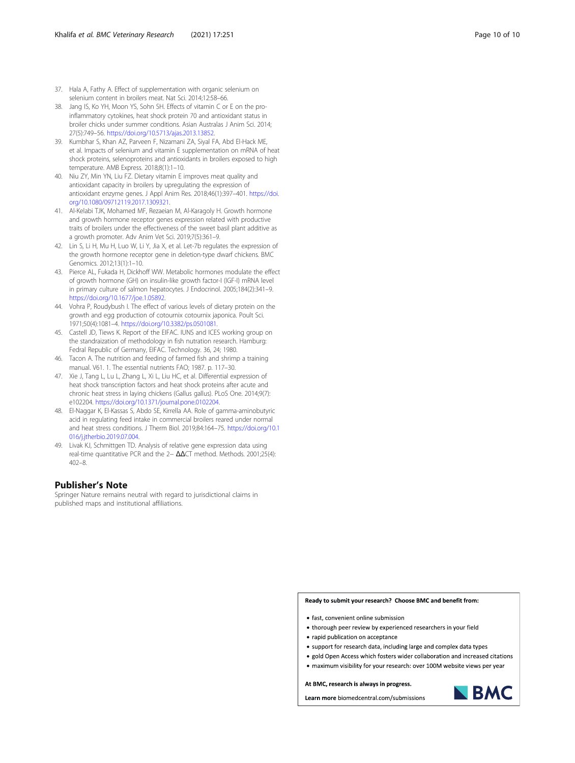37. Hala A, Fathy A. Effect of supplementation with organic selenium on selenium content in broilers meat. Nat Sci. 2014;12:58–66.
38. Jang IS, Ko YH, Moon YS, Sohn SH. Effects of vitamin C or E on the pro-inflammatory cytokines, heat shock protein 70 and antioxidant status in broiler chicks under summer conditions. Asian Australas J Anim Sci. 2014; 27(5):749–56. https://doi.org/10.5713/ajas.2013.13852.
39. Kumbhar S, Khan AZ, Parveen F, Nizamani ZA, Siyal FA, Abd El-Hack ME, et al. Impacts of selenium and vitamin E supplementation on mRNA of heat shock proteins, selenoproteins and antioxidants in broilers exposed to high temperature. AMB Express. 2018;8(1):1–10.
40. Niu ZY, Min YN, Liu FZ. Dietary vitamin E improves meat quality and antioxidant capacity in broilers by upregulating the expression of antioxidant enzyme genes. J Appl Anim Res. 2018;46(1):397–401. https://doi.org/10.1080/09712119.2017.1309321.
41. Al-Kelabi TJK, Mohamed MF, Rezaeian M, Al-Karagoly H. Growth hormone and growth hormone receptor genes expression related with productive traits of broilers under the effectiveness of the sweet basil plant additive as a growth promoter. Adv Anim Vet Sci. 2019;7(5):361–9.
42. Lin S, Li H, Mu H, Luo W, Li Y, Jia X, et al. Let-7b regulates the expression of the growth hormone receptor gene in deletion-type dwarf chickens. BMC Genomics. 2012;13(1):1–10.
43. Pierce AL, Fukada H, Dickhoff WW. Metabolic hormones modulate the effect of growth hormone (GH) on insulin-like growth factor-I (IGF-I) mRNA level in primary culture of salmon hepatocytes. J Endocrinol. 2005;184(2):341–9. https://doi.org/10.1677/joe.1.05892.
44. Vohra P, Roudybush I. The effect of various levels of dietary protein on the growth and egg production of cotournix cotournix japonica. Poult Sci. 1971;50(4):1081–4. https://doi.org/10.3382/ps.0501081.
45. Castell JD, Tiews K. Report of the EIFAC. IUNS and ICES working group on the standraization of methodology in fish nutrition research. Hamburg: Fedral Republic of Germany, EIFAC. Technology. 36, 24; 1980.
46. Tacon A. The nutrition and feeding of farmed fish and shrimp a training manual. V61. 1. The essential nutrients FAO; 1987. p. 117–30.
47. Xie J, Tang L, Lu L, Zhang L, Xi L, Liu HC, et al. Differential expression of heat shock transcription factors and heat shock proteins after acute and chronic heat stress in laying chickens (Gallus gallus). PLoS One. 2014;9(7): e102204. https://doi.org/10.1371/journal.pone.0102204.
48. El-Naggar K, El-Kassas S, Abdo SE, Kirrella AA. Role of gamma-aminobutyric acid in regulating feed intake in commercial broilers reared under normal and heat stress conditions. J Therm Biol. 2019;84:164–75. https://doi.org/10.1016/j.jtherbio.2019.07.004.
49. Livak KJ, Schmittgen TD. Analysis of relative gene expression data using real-time quantitative PCR and the $2^{-\Delta\Delta CT}$ method. Methods. 2001;25(4): 402–8.

## Publisher's Note

Springer Nature remains neutral with regard to jurisdictional claims in published maps and institutional affiliations.

**Ready to submit your research? Choose BMC and benefit from:**

- fast, convenient online submission
- thorough peer review by experienced researchers in your field
- rapid publication on acceptance
- support for research data, including large and complex data types
- gold Open Access which fosters wider collaboration and increased citations
- maximum visibility for your research: over 100M website views per year

**At BMC, research is always in progress.**

**Learn more** biomedcentral.com/submissions

BMC